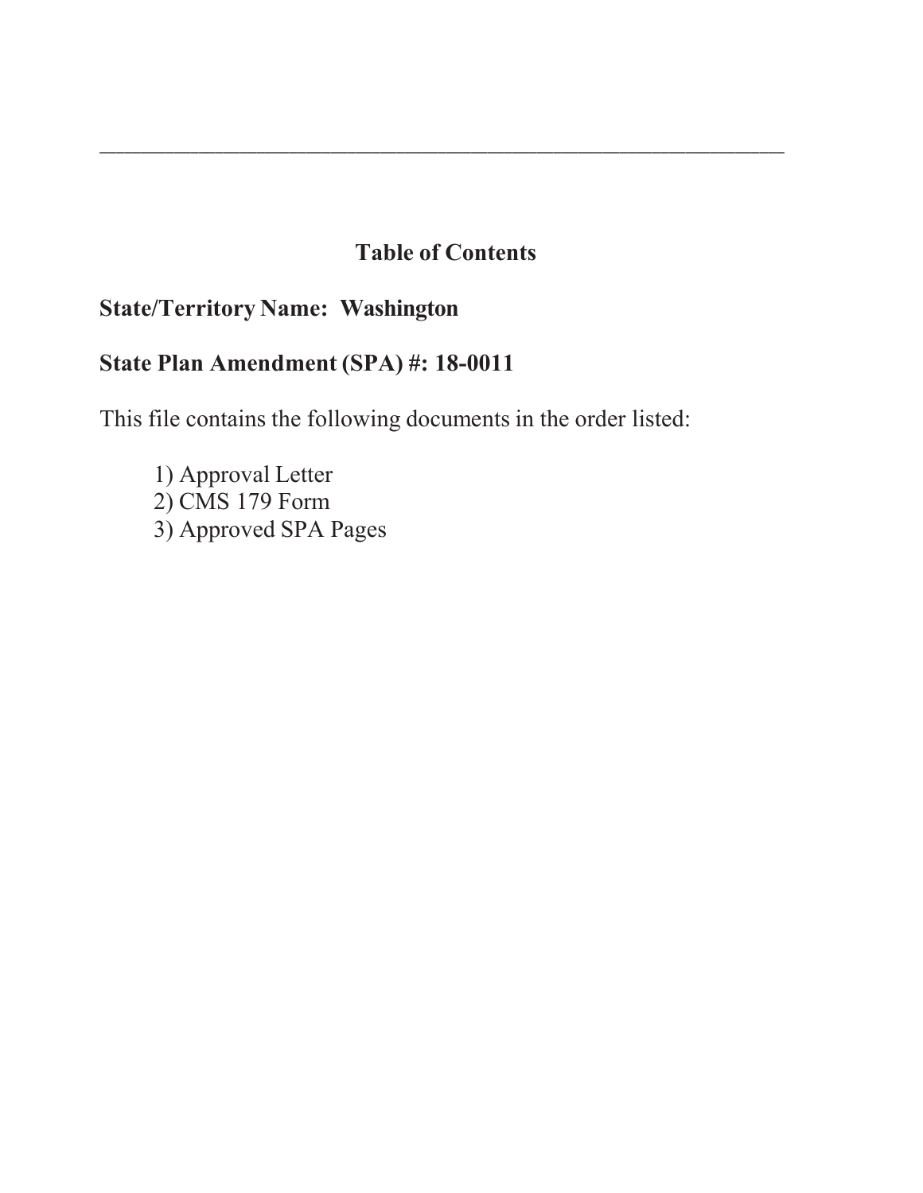---

## Table of Contents

**State/Territory Name: Washington**

**State Plan Amendment (SPA) #: 18-0011**

This file contains the following documents in the order listed:

1) Approval Letter
2) CMS 179 Form
3) Approved SPA Pages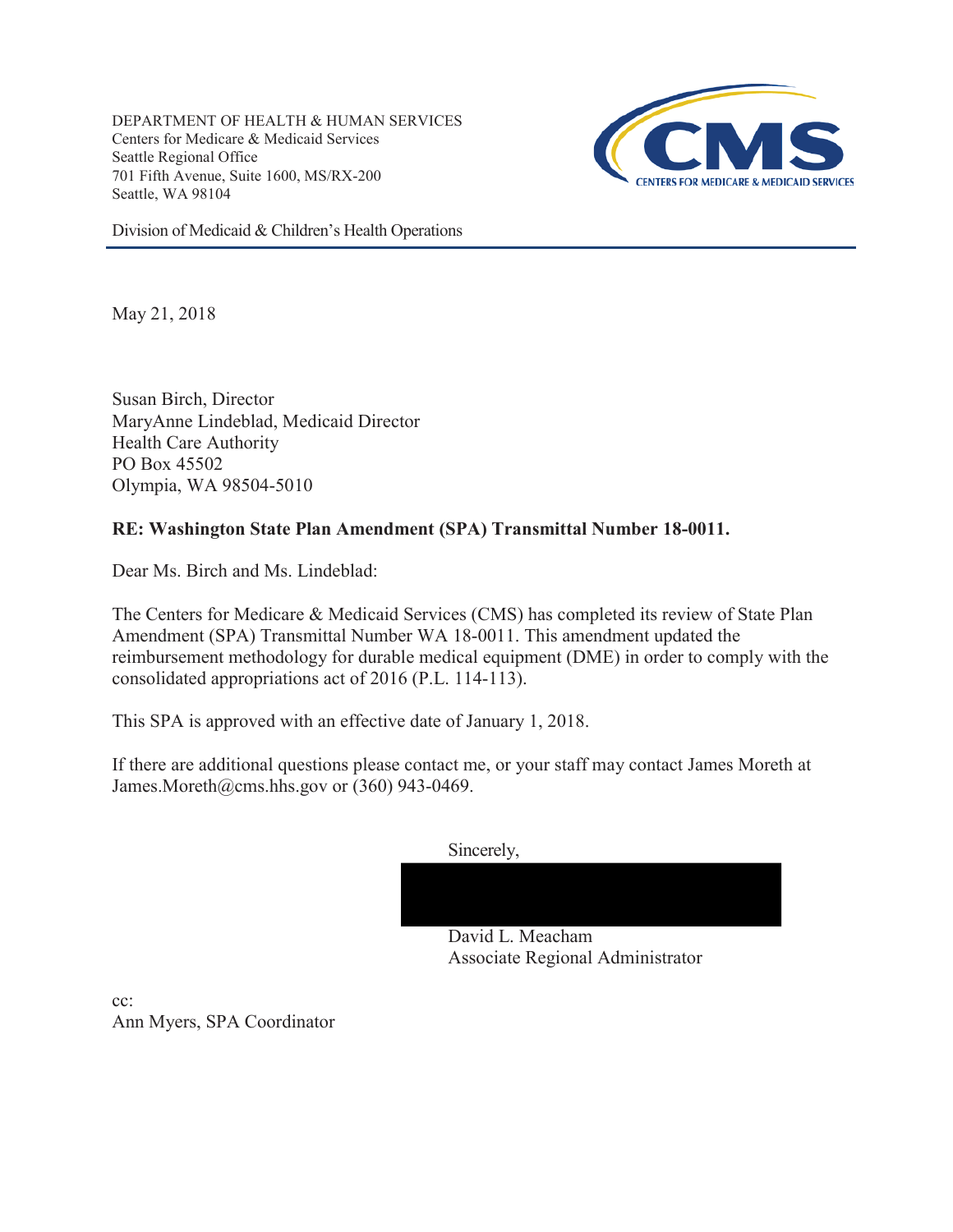DEPARTMENT OF HEALTH & HUMAN SERVICES
Centers for Medicare & Medicaid Services
Seattle Regional Office
701 Fifth Avenue, Suite 1600, MS/RX-200
Seattle, WA 98104

Division of Medicaid & Children's Health Operations

May 21, 2018

Susan Birch, Director
MaryAnne Lindeblad, Medicaid Director
Health Care Authority
PO Box 45502
Olympia, WA 98504-5010

**RE: Washington State Plan Amendment (SPA) Transmittal Number 18-0011.**

Dear Ms. Birch and Ms. Lindeblad:

The Centers for Medicare & Medicaid Services (CMS) has completed its review of State Plan Amendment (SPA) Transmittal Number WA 18-0011. This amendment updated the reimbursement methodology for durable medical equipment (DME) in order to comply with the consolidated appropriations act of 2016 (P.L. 114-113).

This SPA is approved with an effective date of January 1, 2018.

If there are additional questions please contact me, or your staff may contact James Moreth at James.Moreth@cms.hhs.gov or (360) 943-0469.

Sincerely,

David L. Meacham
Associate Regional Administrator

cc:
Ann Myers, SPA Coordinator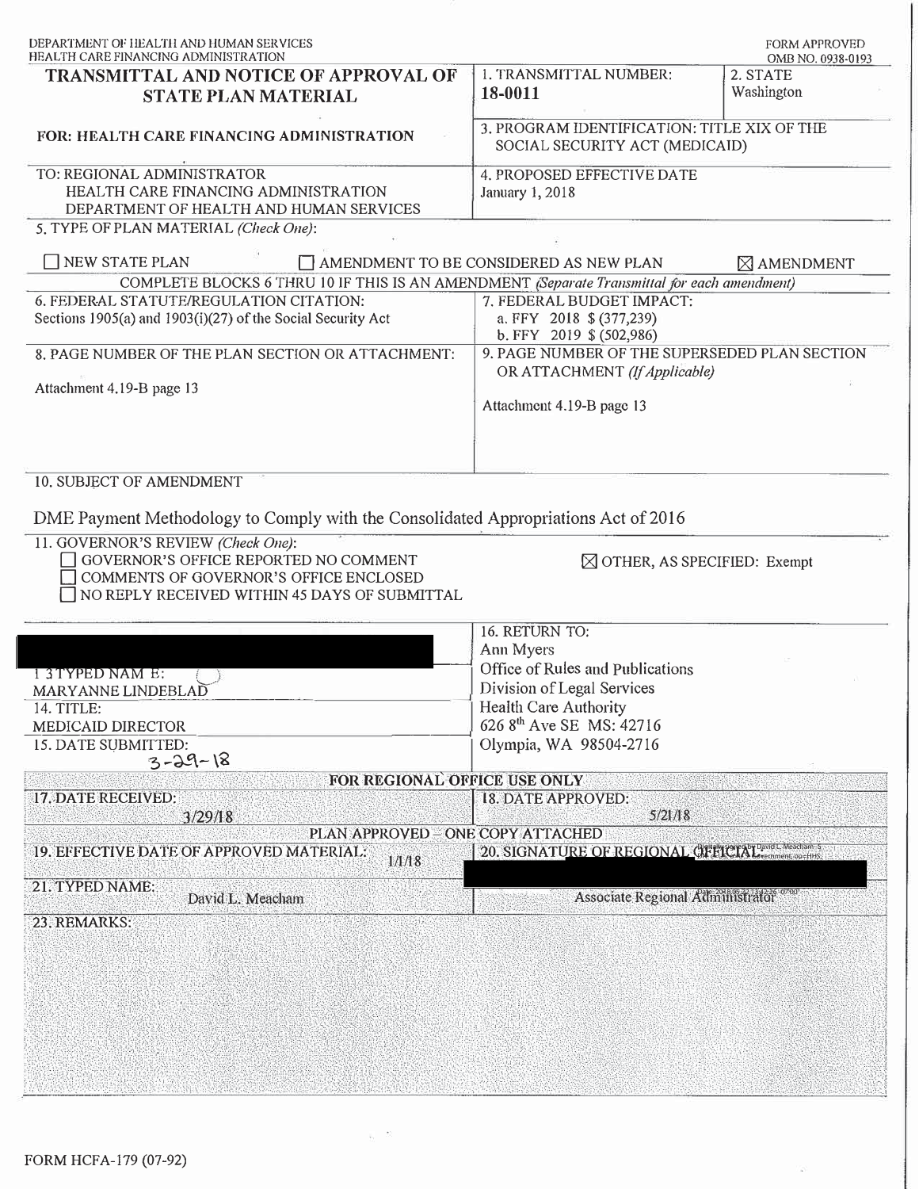DEPARTMENT OF HEALTH AND HUMAN SERVICES
HEALTH CARE FINANCING ADMINISTRATION

FORM APPROVED
OMB NO. 0938-0193

| **TRANSMITTAL AND NOTICE OF APPROVAL OF STATE PLAN MATERIAL** | 1. TRANSMITTAL NUMBER: **18-0011** | 2. STATE Washington |
|---|---|---|
| **FOR: HEALTH CARE FINANCING ADMINISTRATION** | 3. PROGRAM IDENTIFICATION: TITLE XIX OF THE SOCIAL SECURITY ACT (MEDICAID) | |
| TO: REGIONAL ADMINISTRATOR HEALTH CARE FINANCING ADMINISTRATION DEPARTMENT OF HEALTH AND HUMAN SERVICES | 4. PROPOSED EFFECTIVE DATE January 1, 2018 | |

5. TYPE OF PLAN MATERIAL *(Check One)*:

☐ NEW STATE PLAN ☐ AMENDMENT TO BE CONSIDERED AS NEW PLAN ☒ AMENDMENT

COMPLETE BLOCKS 6 THRU 10 IF THIS IS AN AMENDMENT *(Separate Transmittal for each amendment)*

| 6. FEDERAL STATUTE/REGULATION CITATION: Sections 1905(a) and 1903(i)(27) of the Social Security Act | 7. FEDERAL BUDGET IMPACT: a. FFY 2018 $ (377,239) b. FFY 2019 $ (502,986) |
|---|---|
| 8. PAGE NUMBER OF THE PLAN SECTION OR ATTACHMENT: Attachment 4.19-B page 13 | 9. PAGE NUMBER OF THE SUPERSEDED PLAN SECTION OR ATTACHMENT *(If Applicable)* Attachment 4.19-B page 13 |

10. SUBJECT OF AMENDMENT

DME Payment Methodology to Comply with the Consolidated Appropriations Act of 2016

11. GOVERNOR'S REVIEW *(Check One)*:

☐ GOVERNOR'S OFFICE REPORTED NO COMMENT
☐ COMMENTS OF GOVERNOR'S OFFICE ENCLOSED
☐ NO REPLY RECEIVED WITHIN 45 DAYS OF SUBMITTAL
☒ OTHER, AS SPECIFIED: Exempt

| 13 TYPED NAME: MARYANNE LINDEBLAD | 16. RETURN TO: Ann Myers Office of Rules and Publications Division of Legal Services Health Care Authority 626 8th Ave SE MS: 42716 Olympia, WA 98504-2716 |
|---|---|
| 14. TITLE: MEDICAID DIRECTOR | |
| 15. DATE SUBMITTED: 3-29-18 | |

**FOR REGIONAL OFFICE USE ONLY**

| 17. DATE RECEIVED: 3/29/18 | 18. DATE APPROVED: 5/21/18 |
|---|---|

**PLAN APPROVED – ONE COPY ATTACHED**

| 19. EFFECTIVE DATE OF APPROVED MATERIAL: 1/1/18 | 20. SIGNATURE OF REGIONAL OFFICIAL: |
|---|---|
| 21. TYPED NAME: David L. Meacham | Associate Regional Administrator |

23. REMARKS:

FORM HCFA-179 (07-92)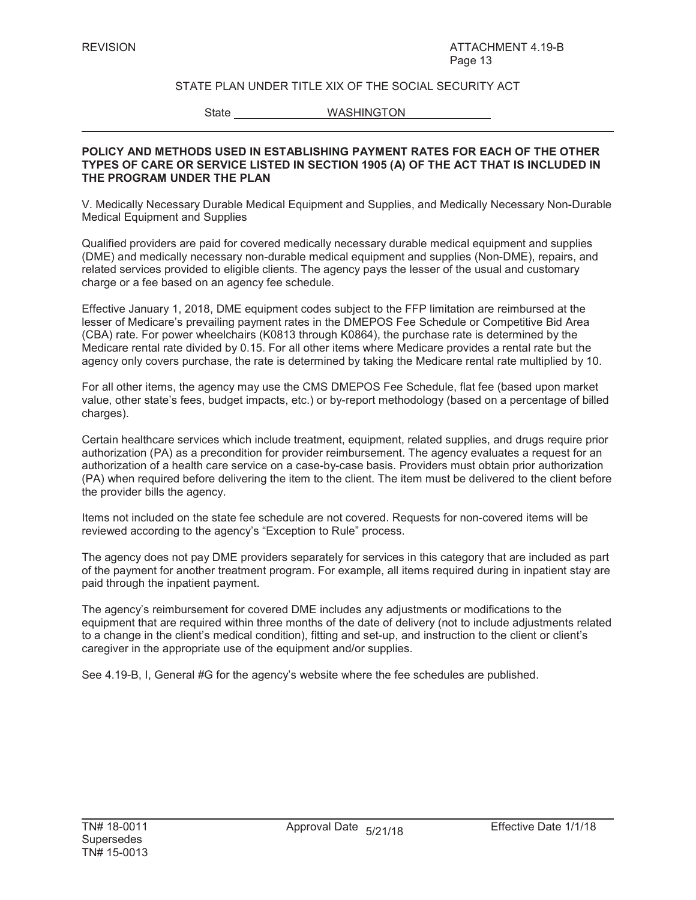REVISION

ATTACHMENT 4.19-B
Page 13

STATE PLAN UNDER TITLE XIX OF THE SOCIAL SECURITY ACT

State WASHINGTON

**POLICY AND METHODS USED IN ESTABLISHING PAYMENT RATES FOR EACH OF THE OTHER TYPES OF CARE OR SERVICE LISTED IN SECTION 1905 (A) OF THE ACT THAT IS INCLUDED IN THE PROGRAM UNDER THE PLAN**

V. Medically Necessary Durable Medical Equipment and Supplies, and Medically Necessary Non-Durable Medical Equipment and Supplies

Qualified providers are paid for covered medically necessary durable medical equipment and supplies (DME) and medically necessary non-durable medical equipment and supplies (Non-DME), repairs, and related services provided to eligible clients. The agency pays the lesser of the usual and customary charge or a fee based on an agency fee schedule.

Effective January 1, 2018, DME equipment codes subject to the FFP limitation are reimbursed at the lesser of Medicare's prevailing payment rates in the DMEPOS Fee Schedule or Competitive Bid Area (CBA) rate. For power wheelchairs (K0813 through K0864), the purchase rate is determined by the Medicare rental rate divided by 0.15. For all other items where Medicare provides a rental rate but the agency only covers purchase, the rate is determined by taking the Medicare rental rate multiplied by 10.

For all other items, the agency may use the CMS DMEPOS Fee Schedule, flat fee (based upon market value, other state's fees, budget impacts, etc.) or by-report methodology (based on a percentage of billed charges).

Certain healthcare services which include treatment, equipment, related supplies, and drugs require prior authorization (PA) as a precondition for provider reimbursement. The agency evaluates a request for an authorization of a health care service on a case-by-case basis. Providers must obtain prior authorization (PA) when required before delivering the item to the client. The item must be delivered to the client before the provider bills the agency.

Items not included on the state fee schedule are not covered. Requests for non-covered items will be reviewed according to the agency's "Exception to Rule" process.

The agency does not pay DME providers separately for services in this category that are included as part of the payment for another treatment program. For example, all items required during in inpatient stay are paid through the inpatient payment.

The agency's reimbursement for covered DME includes any adjustments or modifications to the equipment that are required within three months of the date of delivery (not to include adjustments related to a change in the client's medical condition), fitting and set-up, and instruction to the client or client's caregiver in the appropriate use of the equipment and/or supplies.

See 4.19-B, I, General #G for the agency's website where the fee schedules are published.

TN# 18-0011
Supersedes
TN# 15-0013

Approval Date 5/21/18

Effective Date 1/1/18